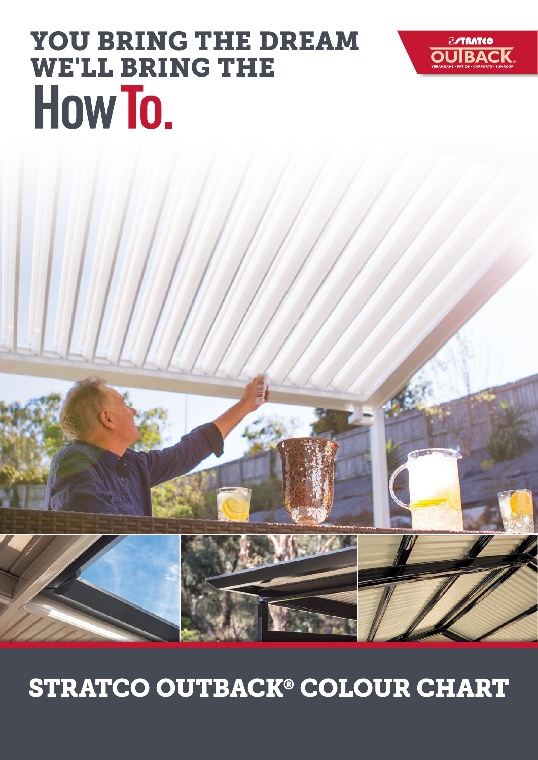# YOU BRING THE DREAM WE'LL BRING THE How To.

STRATCO OUTBACK

VERANDAHS • PATIOS • CARPORTS • SUNROOF

# STRATCO OUTBACK® COLOUR CHART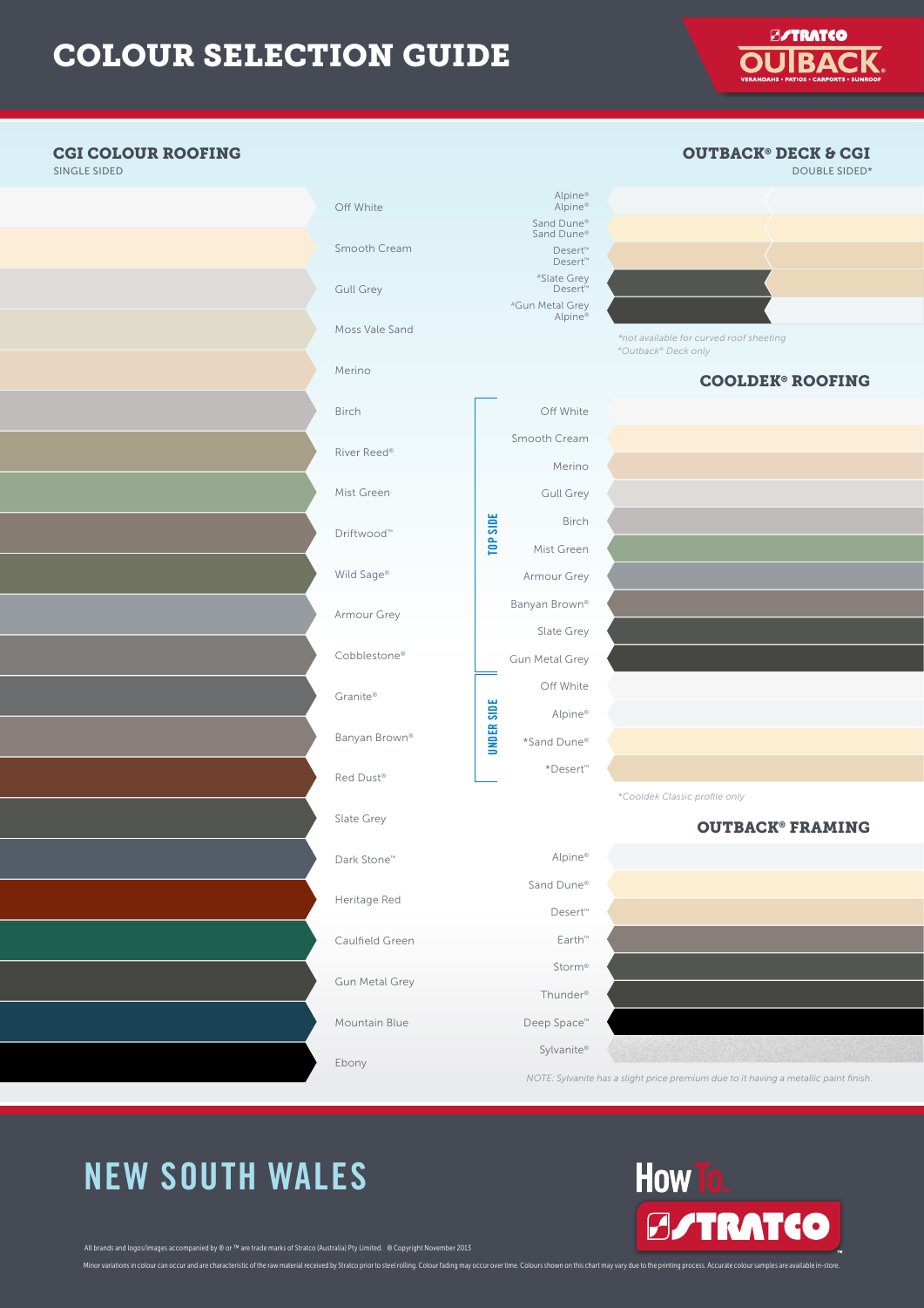# COLOUR SELECTION GUIDE

## CGI COLOUR ROOFING

SINGLE SIDED

- Off White
- Smooth Cream
- Gull Grey
- Moss Vale Sand
- Merino
- Birch
- River Reed®
- Mist Green
- Driftwood™
- Wild Sage®
- Armour Grey
- Cobblestone®
- Granite®
- Banyan Brown®
- Red Dust®
- Slate Grey
- Dark Stone™
- Heritage Red
- Caulfield Green
- Gun Metal Grey
- Mountain Blue
- Ebony

## OUTBACK® DECK & CGI

DOUBLE SIDED*

| Top | Under |
|---|---|
| Alpine® | Alpine® |
| Sand Dune® | Sand Dune® |
| Desert™ | Desert™ |
| *Slate Grey | Desert™ |
| *Gun Metal Grey | Alpine® |

*not available for curved roof sheeting
*Outback® Deck only

## COOLDEK® ROOFING

**TOP SIDE**

- Off White
- Smooth Cream
- Merino
- Gull Grey
- Birch
- Mist Green
- Armour Grey
- Banyan Brown®
- Slate Grey
- Gun Metal Grey

**UNDER SIDE**

- Off White
- Alpine®
- *Sand Dune®
- *Desert™

*Cooldek Classic profile only

## OUTBACK® FRAMING

- Alpine®
- Sand Dune®
- Desert™
- Earth™
- Storm®
- Thunder®
- Deep Space™
- Sylvanite®

NOTE: Sylvanite has a slight price premium due to it having a metallic paint finish.

# NEW SOUTH WALES

All brands and logos/images accompanied by ® or ™ are trade marks of Stratco (Australia) Pty Limited. ® Copyright November 2013

Minor variations in colour can occur and are characteristic of the raw material received by Stratco prior to steel rolling. Colour fading may occur over time. Colours shown on this chart may vary due to the printing process. Accurate colour samples are available in-store.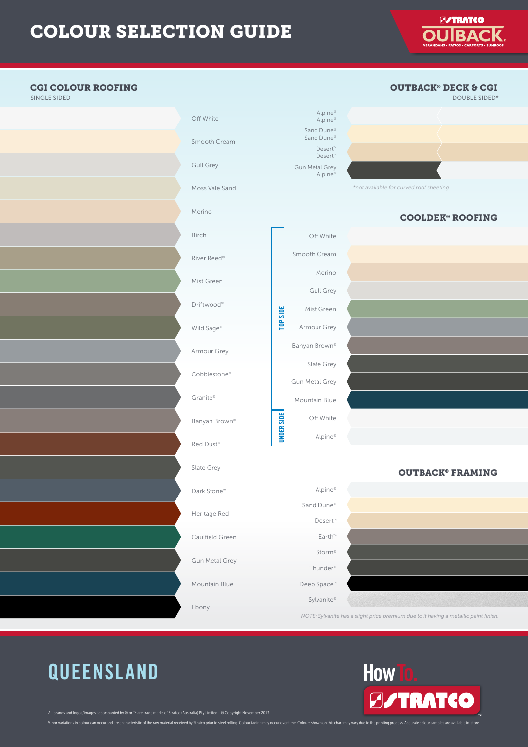# COLOUR SELECTION GUIDE

STRATCO OUTBACK® VERANDAHS • PATIOS • CARPORTS • SUNROOF

## CGI COLOUR ROOFING

SINGLE SIDED

- Off White
- Smooth Cream
- Gull Grey
- Moss Vale Sand
- Merino
- Birch
- River Reed®
- Mist Green
- Driftwood™
- Wild Sage®
- Armour Grey
- Cobblestone®
- Granite®
- Banyan Brown®
- Red Dust®
- Slate Grey
- Dark Stone™
- Heritage Red
- Caulfield Green
- Gun Metal Grey
- Mountain Blue
- Ebony

## OUTBACK® DECK & CGI

DOUBLE SIDED*

| Top | Under |
|---|---|
| Alpine® | Alpine® |
| Sand Dune® | Sand Dune® |
| Desert™ | Desert™ |
| Gun Metal Grey | Alpine® |

*not available for curved roof sheeting

## COOLDEK® ROOFING

**TOP SIDE**

- Off White
- Smooth Cream
- Merino
- Gull Grey
- Mist Green
- Armour Grey
- Banyan Brown®
- Slate Grey
- Gun Metal Grey
- Mountain Blue

**UNDER SIDE**

- Off White
- Alpine®

## OUTBACK® FRAMING

- Alpine®
- Sand Dune®
- Desert™
- Earth™
- Storm®
- Thunder®
- Deep Space™
- Sylvanite®

*NOTE: Sylvanite has a slight price premium due to it having a metallic paint finish.*

# QUEENSLAND

How To. STRATCO™

All brands and logos/images accompanied by ® or ™ are trade marks of Stratco (Australia) Pty Limited. © Copyright November 2013

Minor variations in colour can occur and are characteristic of the raw material received by Stratco prior to steel rolling. Colour fading may occur over time. Colours shown on this chart may vary due to the printing process. Accurate colour samples are available in-store.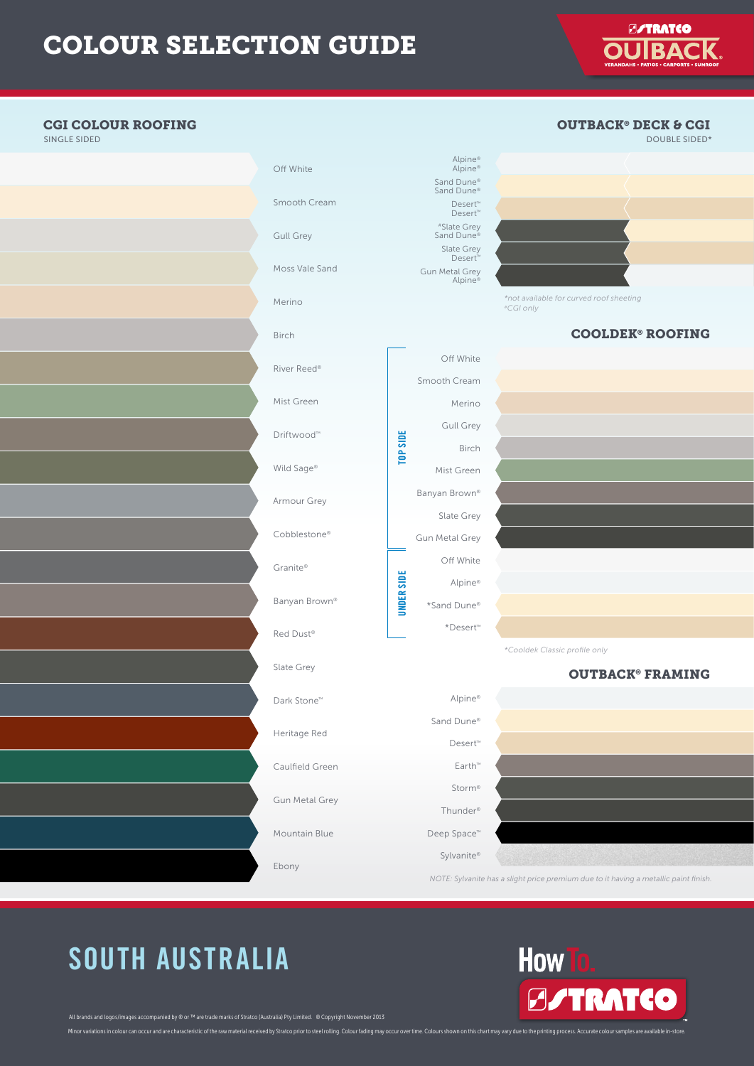# COLOUR SELECTION GUIDE

STRATCO OUTBACK VERANDAHS • PATIOS • CARPORTS • SUNROOF

## CGI COLOUR ROOFING

SINGLE SIDED

- Off White
- Smooth Cream
- Gull Grey
- Moss Vale Sand
- Merino
- Birch
- River Reed®
- Mist Green
- Driftwood™
- Wild Sage®
- Armour Grey
- Cobblestone®
- Granite®
- Banyan Brown®
- Red Dust®
- Slate Grey
- Dark Stone™
- Heritage Red
- Caulfield Green
- Gun Metal Grey
- Mountain Blue
- Ebony

## OUTBACK® DECK & CGI

DOUBLE SIDED*

| Top | Under |
|---|---|
| Alpine® | Alpine® |
| Sand Dune® | Sand Dune® |
| Desert™ | Desert™ |
| *Slate Grey | Sand Dune® |
| Slate Grey | Desert™ |
| Gun Metal Grey | Alpine® |

*not available for curved roof sheeting
*CGI only

## COOLDEK® ROOFING

**TOP SIDE**

- Off White
- Smooth Cream
- Merino
- Gull Grey
- Birch
- Mist Green
- Banyan Brown®
- Slate Grey
- Gun Metal Grey

**UNDER SIDE**

- Off White
- Alpine®
- *Sand Dune®
- *Desert™

*Cooldek Classic profile only

## OUTBACK® FRAMING

- Alpine®
- Sand Dune®
- Desert™
- Earth™
- Storm®
- Thunder®
- Deep Space™
- Sylvanite®

*NOTE: Sylvanite has a slight price premium due to it having a metallic paint finish.*

# SOUTH AUSTRALIA

How To. STRATCO

All brands and logos/images accompanied by ® or ™ are trade marks of Stratco (Australia) Pty Limited. © Copyright November 2013

Minor variations in colour can occur and are characteristic of the raw material received by Stratco prior to steel rolling. Colour fading may occur over time. Colours shown on this chart may vary due to the printing process. Accurate colour samples are available in-store.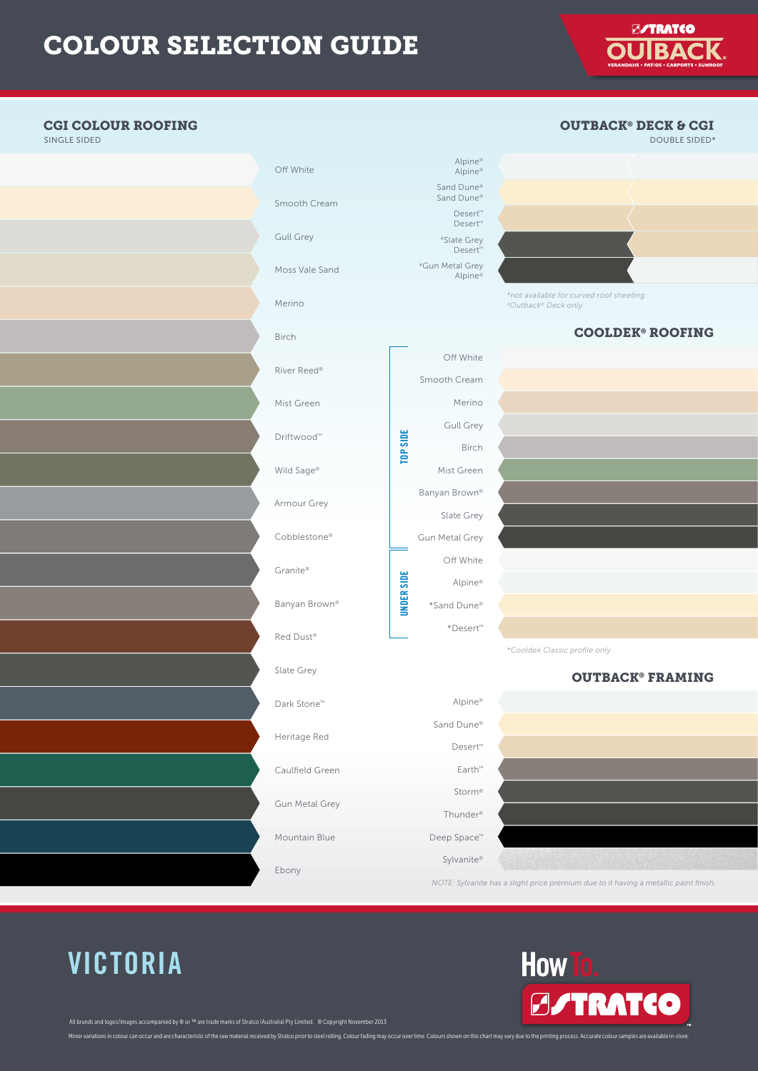# COLOUR SELECTION GUIDE

STRATCO OUTBACK® VERANDAHS • PATIOS • CARPORTS • SUNROOF

## CGI COLOUR ROOFING

SINGLE SIDED

- Off White
- Smooth Cream
- Gull Grey
- Moss Vale Sand
- Merino
- Birch
- River Reed®
- Mist Green
- Driftwood™
- Wild Sage®
- Armour Grey
- Cobblestone®
- Granite®
- Banyan Brown®
- Red Dust®
- Slate Grey
- Dark Stone™
- Heritage Red
- Caulfield Green
- Gun Metal Grey
- Mountain Blue
- Ebony

## OUTBACK® DECK & CGI

DOUBLE SIDED*

| Top | Underside |
|---|---|
| Alpine® | Alpine® |
| Sand Dune® | Sand Dune® |
| Desert™ | Desert™ |
| ᵃSlate Grey | Desert™ |
| ᵃGun Metal Grey | Alpine® |

*not available for curved roof sheeting
ᵃOutback® Deck only

## COOLDEK® ROOFING

**TOP SIDE**

- Off White
- Smooth Cream
- Merino
- Gull Grey
- Birch
- Mist Green
- Banyan Brown®
- Slate Grey
- Gun Metal Grey

**UNDER SIDE**

- Off White
- Alpine®
- *Sand Dune®
- *Desert™

*Cooldek Classic profile only

## OUTBACK® FRAMING

- Alpine®
- Sand Dune®
- Desert™
- Earth™
- Storm®
- Thunder®
- Deep Space™
- Sylvanite®

NOTE: Sylvanite has a slight price premium due to it having a metallic paint finish.

# VICTORIA

How To. STRATCO

All brands and logos/images accompanied by ® or ™ are trade marks of Stratco (Australia) Pty Limited. © Copyright November 2013

Minor variations in colour can occur and are characteristic of the raw material received by Stratco prior to steel rolling. Colour fading may occur over time. Colours shown on this chart may vary due to the printing process. Accurate colour samples are available in-store.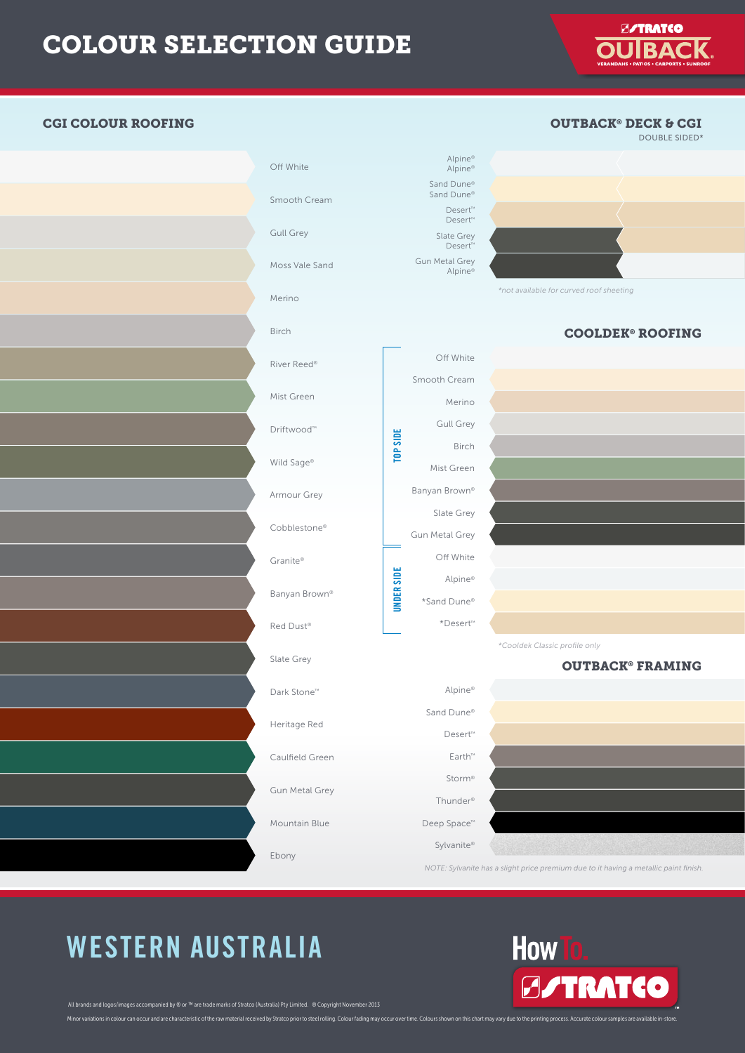# COLOUR SELECTION GUIDE

STRATCO OUTBACK
VERANDAHS • PATIOS • CARPORTS • SUNROOF

## CGI COLOUR ROOFING

- Off White
- Smooth Cream
- Gull Grey
- Moss Vale Sand
- Merino
- Birch
- River Reed®
- Mist Green
- Driftwood™
- Wild Sage®
- Armour Grey
- Cobblestone®
- Granite®
- Banyan Brown®
- Red Dust®
- Slate Grey
- Dark Stone™
- Heritage Red
- Caulfield Green
- Gun Metal Grey
- Mountain Blue
- Ebony

## OUTBACK® DECK & CGI

DOUBLE SIDED*

- Alpine® / Alpine®
- Sand Dune® / Sand Dune®
- Desert™ / Desert™
- Slate Grey / Desert™
- Gun Metal Grey / Alpine®

*not available for curved roof sheeting*

## COOLDEK® ROOFING

**TOP SIDE**

- Off White
- Smooth Cream
- Merino
- Gull Grey
- Birch
- Mist Green
- Banyan Brown®
- Slate Grey
- Gun Metal Grey

**UNDER SIDE**

- Off White
- Alpine®
- *Sand Dune®
- *Desert™

*\*Cooldek Classic profile only*

## OUTBACK® FRAMING

- Alpine®
- Sand Dune®
- Desert™
- Earth™
- Storm®
- Thunder®
- Deep Space™
- Sylvanite®

*NOTE: Sylvanite has a slight price premium due to it having a metallic paint finish.*

# WESTERN AUSTRALIA

How To. STRATCO

All brands and logos/images accompanied by ® or ™ are trade marks of Stratco (Australia) Pty Limited. © Copyright November 2013

Minor variations in colour can occur and are characteristic of the raw material received by Stratco prior to steel rolling. Colour fading may occur over time. Colours shown on this chart may vary due to the printing process. Accurate colour samples are available in-store.